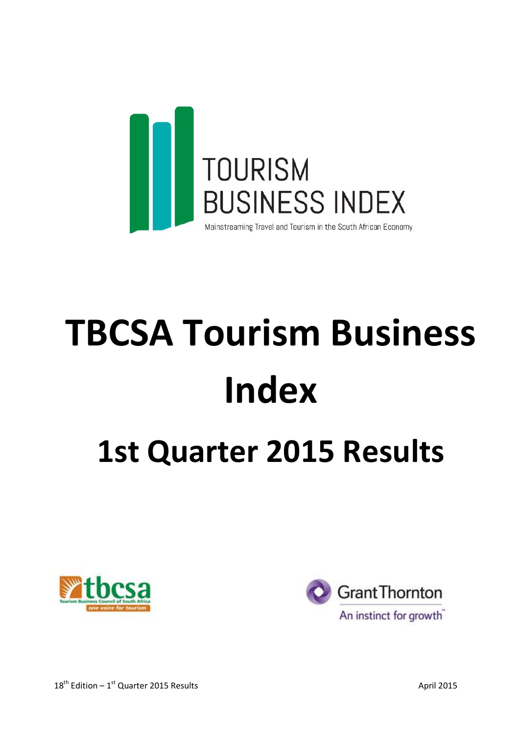TOURISM BUSINESS INDEX

Mainstreaming Travel and Tourism in the South African Economy

# TBCSA Tourism Business Index

## 1st Quarter 2015 Results

tbcsa Tourism Business Council of South Africa one voice for tourism

Grant Thornton An instinct for growth

18th Edition – 1st Quarter 2015 Results

April 2015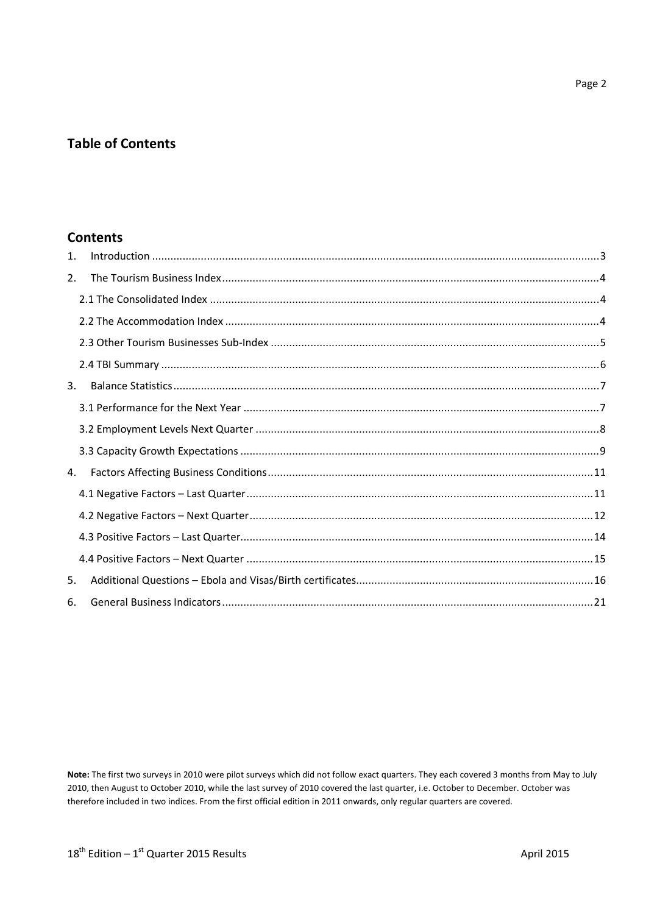# Table of Contents

## Contents

1. Introduction ... 3
2. The Tourism Business Index ... 4
   - 2.1 The Consolidated Index ... 4
   - 2.2 The Accommodation Index ... 4
   - 2.3 Other Tourism Businesses Sub-Index ... 5
   - 2.4 TBI Summary ... 6
3. Balance Statistics ... 7
   - 3.1 Performance for the Next Year ... 7
   - 3.2 Employment Levels Next Quarter ... 8
   - 3.3 Capacity Growth Expectations ... 9
4. Factors Affecting Business Conditions ... 11
   - 4.1 Negative Factors – Last Quarter ... 11
   - 4.2 Negative Factors – Next Quarter ... 12
   - 4.3 Positive Factors – Last Quarter ... 14
   - 4.4 Positive Factors – Next Quarter ... 15
5. Additional Questions – Ebola and Visas/Birth certificates ... 16
6. General Business Indicators ... 21

**Note:** The first two surveys in 2010 were pilot surveys which did not follow exact quarters. They each covered 3 months from May to July 2010, then August to October 2010, while the last survey of 2010 covered the last quarter, i.e. October to December. October was therefore included in two indices. From the first official edition in 2011 onwards, only regular quarters are covered.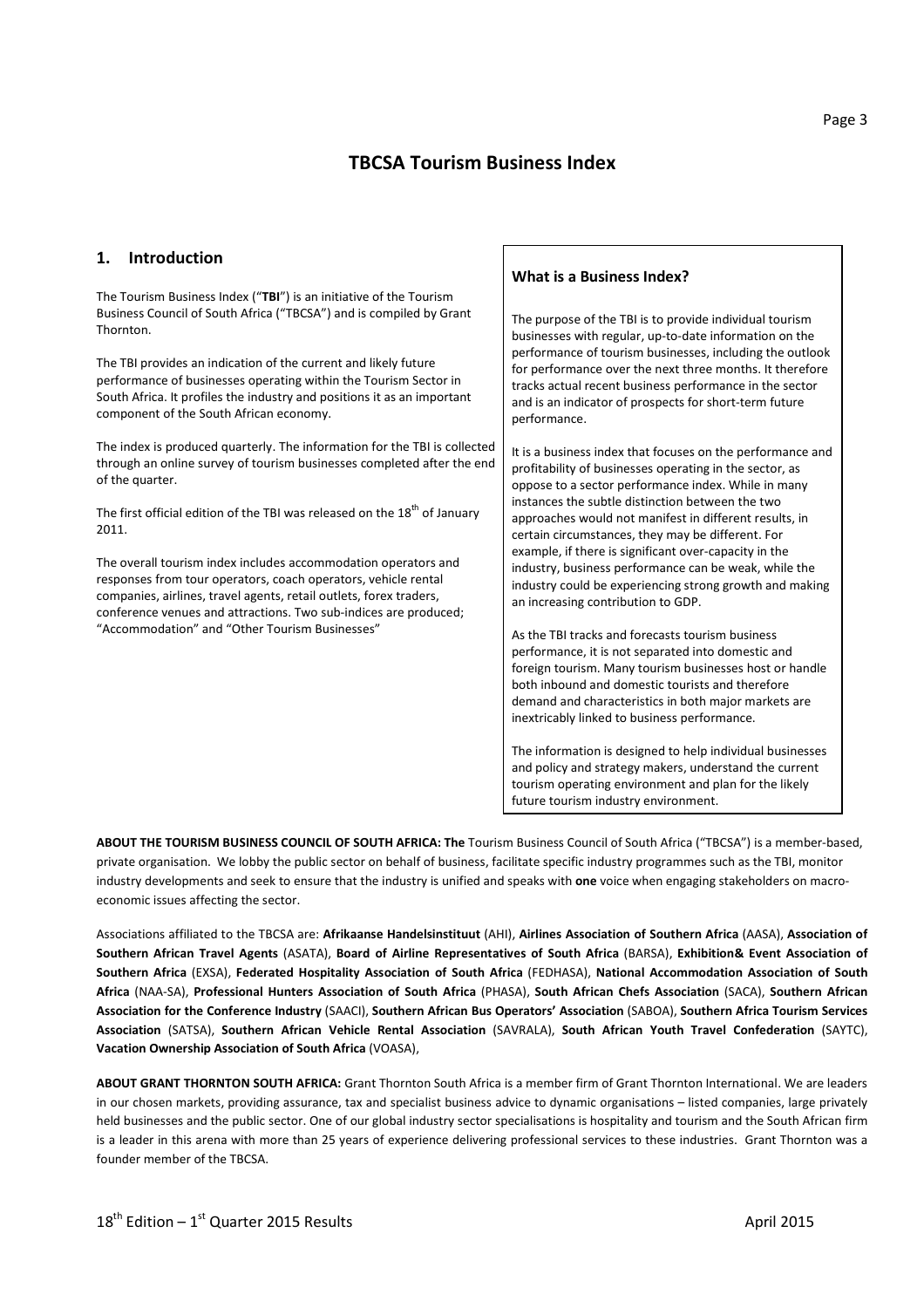# TBCSA Tourism Business Index

## 1. Introduction

The Tourism Business Index ("**TBI**") is an initiative of the Tourism Business Council of South Africa ("TBCSA") and is compiled by Grant Thornton.

The TBI provides an indication of the current and likely future performance of businesses operating within the Tourism Sector in South Africa. It profiles the industry and positions it as an important component of the South African economy.

The index is produced quarterly. The information for the TBI is collected through an online survey of tourism businesses completed after the end of the quarter.

The first official edition of the TBI was released on the 18th of January 2011.

The overall tourism index includes accommodation operators and responses from tour operators, coach operators, vehicle rental companies, airlines, travel agents, retail outlets, forex traders, conference venues and attractions. Two sub-indices are produced; "Accommodation" and "Other Tourism Businesses"

### What is a Business Index?

The purpose of the TBI is to provide individual tourism businesses with regular, up-to-date information on the performance of tourism businesses, including the outlook for performance over the next three months. It therefore tracks actual recent business performance in the sector and is an indicator of prospects for short-term future performance.

It is a business index that focuses on the performance and profitability of businesses operating in the sector, as oppose to a sector performance index. While in many instances the subtle distinction between the two approaches would not manifest in different results, in certain circumstances, they may be different. For example, if there is significant over-capacity in the industry, business performance can be weak, while the industry could be experiencing strong growth and making an increasing contribution to GDP.

As the TBI tracks and forecasts tourism business performance, it is not separated into domestic and foreign tourism. Many tourism businesses host or handle both inbound and domestic tourists and therefore demand and characteristics in both major markets are inextricably linked to business performance.

The information is designed to help individual businesses and policy and strategy makers, understand the current tourism operating environment and plan for the likely future tourism industry environment.

**ABOUT THE TOURISM BUSINESS COUNCIL OF SOUTH AFRICA: The** Tourism Business Council of South Africa ("TBCSA") is a member-based, private organisation. We lobby the public sector on behalf of business, facilitate specific industry programmes such as the TBI, monitor industry developments and seek to ensure that the industry is unified and speaks with **one** voice when engaging stakeholders on macro-economic issues affecting the sector.

Associations affiliated to the TBCSA are: **Afrikaanse Handelsinstituut** (AHI), **Airlines Association of Southern Africa** (AASA), **Association of Southern African Travel Agents** (ASATA), **Board of Airline Representatives of South Africa** (BARSA), **Exhibition& Event Association of Southern Africa** (EXSA), **Federated Hospitality Association of South Africa** (FEDHASA), **National Accommodation Association of South Africa** (NAA-SA), **Professional Hunters Association of South Africa** (PHASA), **South African Chefs Association** (SACA), **Southern African Association for the Conference Industry** (SAACI), **Southern African Bus Operators' Association** (SABOA), **Southern Africa Tourism Services Association** (SATSA), **Southern African Vehicle Rental Association** (SAVRALA), **South African Youth Travel Confederation** (SAYTC), **Vacation Ownership Association of South Africa** (VOASA),

**ABOUT GRANT THORNTON SOUTH AFRICA:** Grant Thornton South Africa is a member firm of Grant Thornton International. We are leaders in our chosen markets, providing assurance, tax and specialist business advice to dynamic organisations – listed companies, large privately held businesses and the public sector. One of our global industry sector specialisations is hospitality and tourism and the South African firm is a leader in this arena with more than 25 years of experience delivering professional services to these industries. Grant Thornton was a founder member of the TBCSA.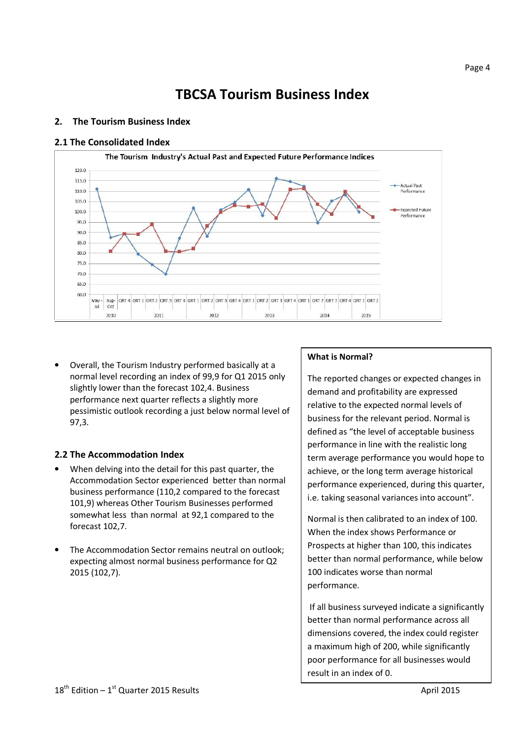# TBCSA Tourism Business Index

## 2. The Tourism Business Index

### 2.1 The Consolidated Index

The Tourism Industry's Actual Past and Expected Future Performance Indices

- Overall, the Tourism Industry performed basically at a normal level recording an index of 99,9 for Q1 2015 only slightly lower than the forecast 102,4. Business performance next quarter reflects a slightly more pessimistic outlook recording a just below normal level of 97,3.

### 2.2 The Accommodation Index

- When delving into the detail for this past quarter, the Accommodation Sector experienced better than normal business performance (110,2 compared to the forecast 101,9) whereas Other Tourism Businesses performed somewhat less than normal at 92,1 compared to the forecast 102,7.

- The Accommodation Sector remains neutral on outlook; expecting almost normal business performance for Q2 2015 (102,7).

**What is Normal?**

The reported changes or expected changes in demand and profitability are expressed relative to the expected normal levels of business for the relevant period. Normal is defined as "the level of acceptable business performance in line with the realistic long term average performance you would hope to achieve, or the long term average historical performance experienced, during this quarter, i.e. taking seasonal variances into account".

Normal is then calibrated to an index of 100. When the index shows Performance or Prospects at higher than 100, this indicates better than normal performance, while below 100 indicates worse than normal performance.

If all business surveyed indicate a significantly better than normal performance across all dimensions covered, the index could register a maximum high of 200, while significantly poor performance for all businesses would result in an index of 0.

18th Edition – 1st Quarter 2015 Results

April 2015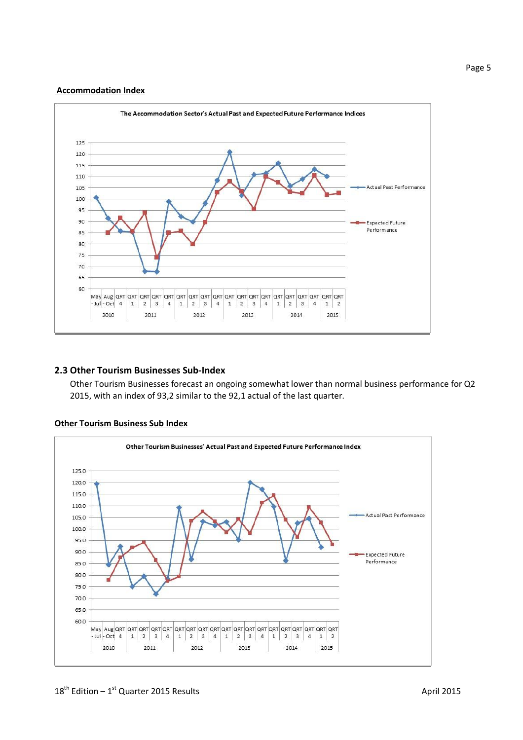**Accommodation Index**

The Accommodation Sector's Actual Past and Expected Future Performance Indices

## 2.3 Other Tourism Businesses Sub-Index

Other Tourism Businesses forecast an ongoing somewhat lower than normal business performance for Q2 2015, with an index of 93,2 similar to the 92,1 actual of the last quarter.

**Other Tourism Business Sub Index**

Other Tourism Businesses' Actual Past and Expected Future Performance Index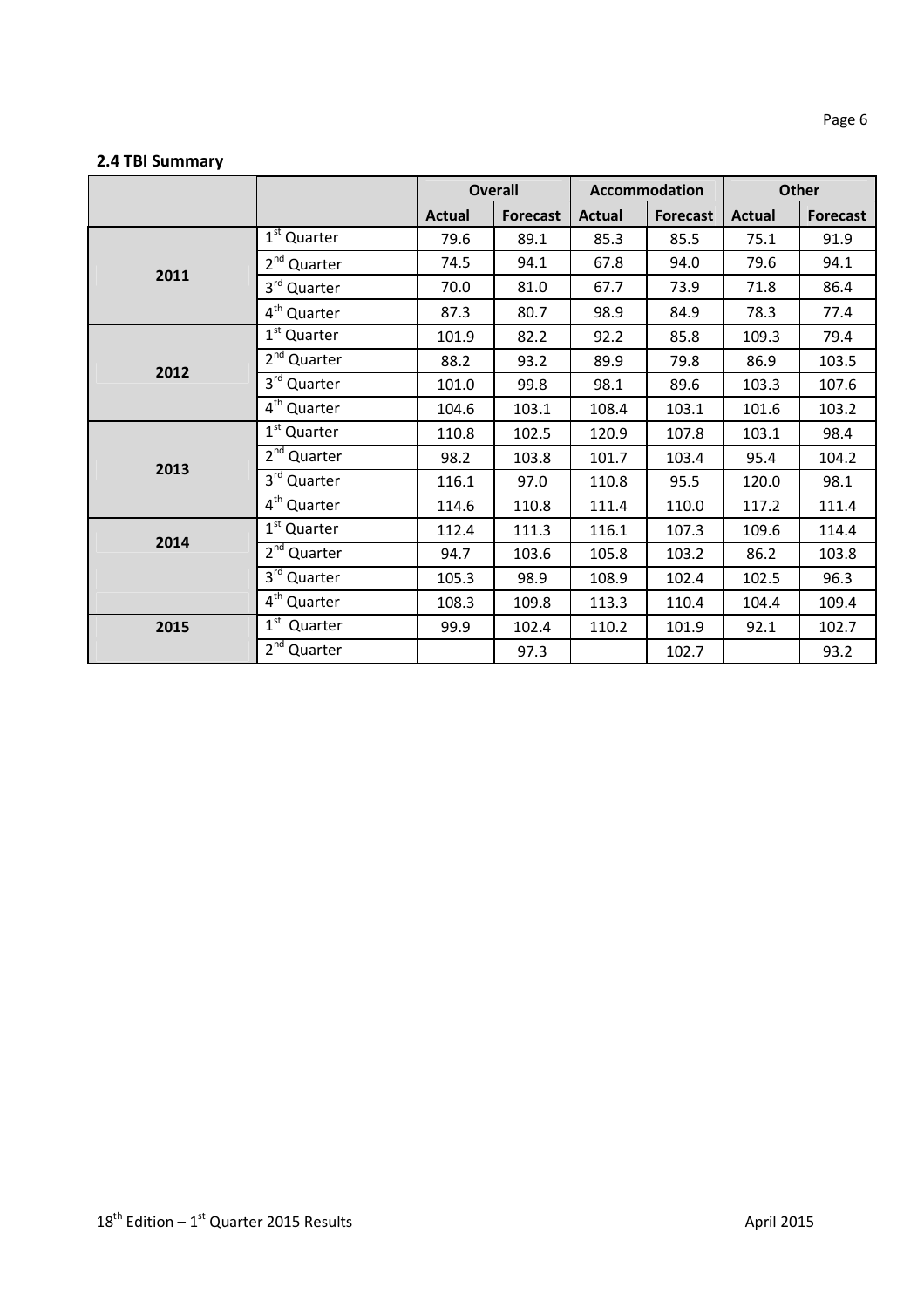### 2.4 TBI Summary

| | | Overall | | Accommodation | | Other | |
|---|---|---|---|---|---|---|---|
| | | Actual | Forecast | Actual | Forecast | Actual | Forecast |
| 2011 | 1st Quarter | 79.6 | 89.1 | 85.3 | 85.5 | 75.1 | 91.9 |
| | 2nd Quarter | 74.5 | 94.1 | 67.8 | 94.0 | 79.6 | 94.1 |
| | 3rd Quarter | 70.0 | 81.0 | 67.7 | 73.9 | 71.8 | 86.4 |
| | 4th Quarter | 87.3 | 80.7 | 98.9 | 84.9 | 78.3 | 77.4 |
| 2012 | 1st Quarter | 101.9 | 82.2 | 92.2 | 85.8 | 109.3 | 79.4 |
| | 2nd Quarter | 88.2 | 93.2 | 89.9 | 79.8 | 86.9 | 103.5 |
| | 3rd Quarter | 101.0 | 99.8 | 98.1 | 89.6 | 103.3 | 107.6 |
| | 4th Quarter | 104.6 | 103.1 | 108.4 | 103.1 | 101.6 | 103.2 |
| 2013 | 1st Quarter | 110.8 | 102.5 | 120.9 | 107.8 | 103.1 | 98.4 |
| | 2nd Quarter | 98.2 | 103.8 | 101.7 | 103.4 | 95.4 | 104.2 |
| | 3rd Quarter | 116.1 | 97.0 | 110.8 | 95.5 | 120.0 | 98.1 |
| | 4th Quarter | 114.6 | 110.8 | 111.4 | 110.0 | 117.2 | 111.4 |
| 2014 | 1st Quarter | 112.4 | 111.3 | 116.1 | 107.3 | 109.6 | 114.4 |
| | 2nd Quarter | 94.7 | 103.6 | 105.8 | 103.2 | 86.2 | 103.8 |
| | 3rd Quarter | 105.3 | 98.9 | 108.9 | 102.4 | 102.5 | 96.3 |
| | 4th Quarter | 108.3 | 109.8 | 113.3 | 110.4 | 104.4 | 109.4 |
| 2015 | 1st Quarter | 99.9 | 102.4 | 110.2 | 101.9 | 92.1 | 102.7 |
| | 2nd Quarter | | 97.3 | | 102.7 | | 93.2 |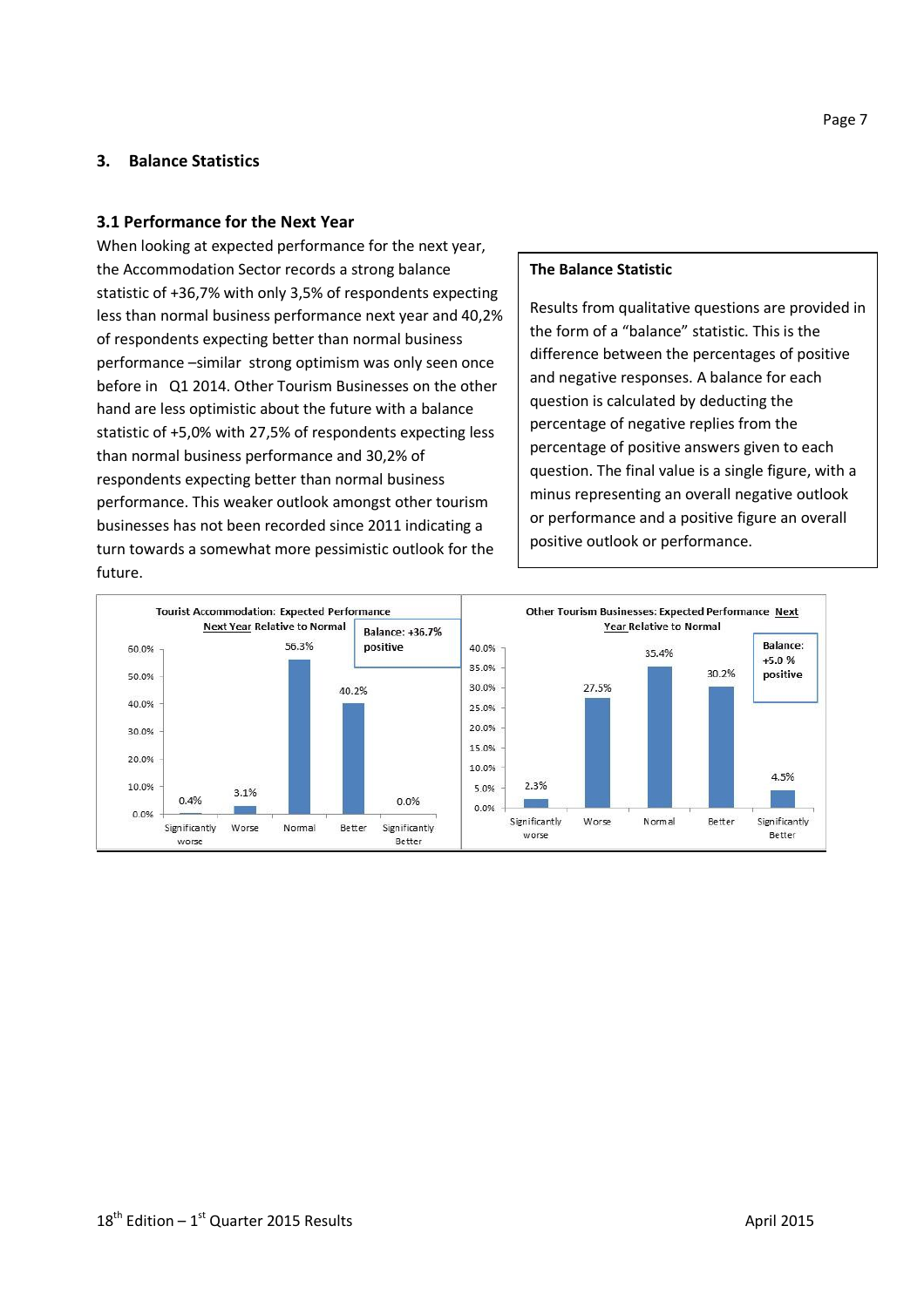## 3. Balance Statistics

### 3.1 Performance for the Next Year

When looking at expected performance for the next year, the Accommodation Sector records a strong balance statistic of +36,7% with only 3,5% of respondents expecting less than normal business performance next year and 40,2% of respondents expecting better than normal business performance –similar strong optimism was only seen once before in Q1 2014. Other Tourism Businesses on the other hand are less optimistic about the future with a balance statistic of +5,0% with 27,5% of respondents expecting less than normal business performance and 30,2% of respondents expecting better than normal business performance. This weaker outlook amongst other tourism businesses has not been recorded since 2011 indicating a turn towards a somewhat more pessimistic outlook for the future.

**The Balance Statistic**

Results from qualitative questions are provided in the form of a "balance" statistic. This is the difference between the percentages of positive and negative responses. A balance for each question is calculated by deducting the percentage of negative replies from the percentage of positive answers given to each question. The final value is a single figure, with a minus representing an overall negative outlook or performance and a positive figure an overall positive outlook or performance.

**Tourist Accommodation: Expected Performance Next Year Relative to Normal** (Balance: +36.7% positive)

| Significantly worse | Worse | Normal | Better | Significantly Better |
|---|---|---|---|---|
| 0.4% | 3.1% | 56.3% | 40.2% | 0.0% |

**Other Tourism Businesses: Expected Performance Next Year Relative to Normal** (Balance: +5.0 % positive)

| Significantly worse | Worse | Normal | Better | Significantly Better |
|---|---|---|---|---|
| 2.3% | 27.5% | 35.4% | 30.2% | 4.5% |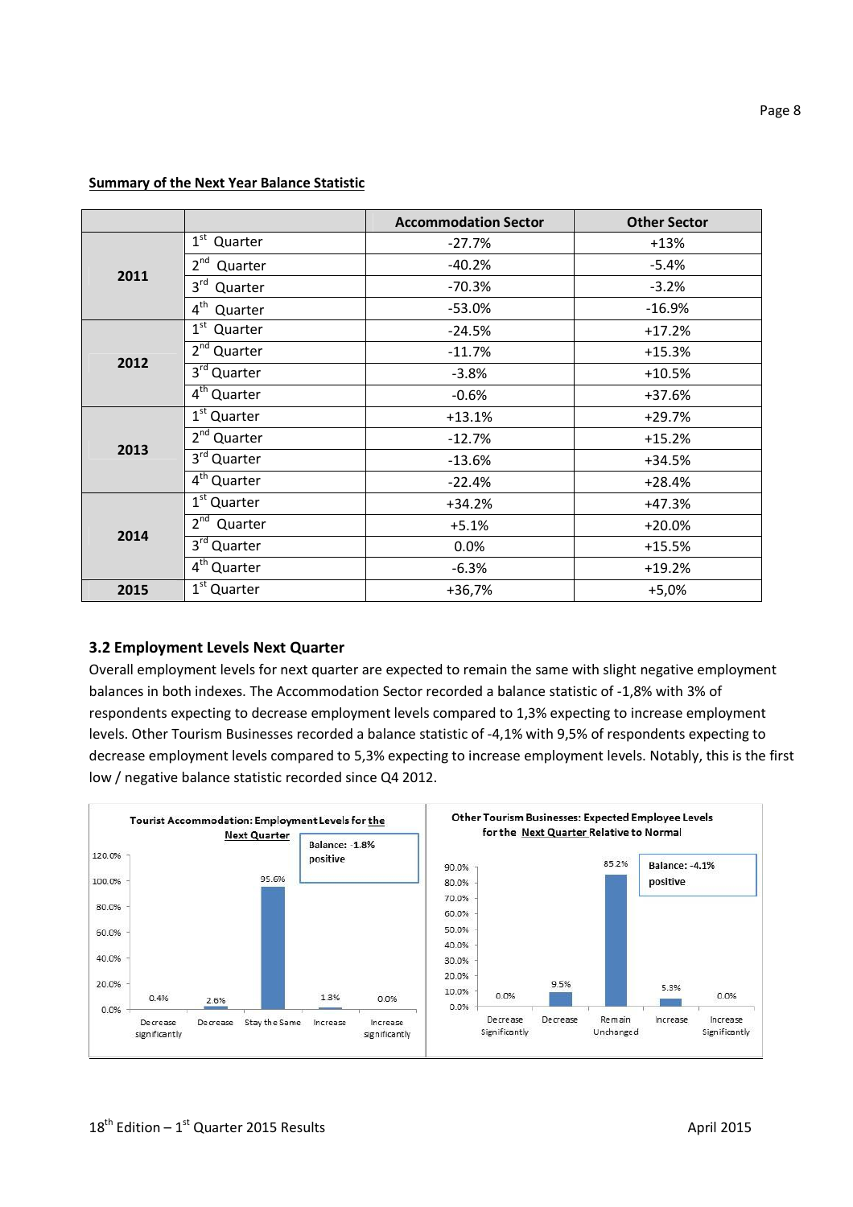**Summary of the Next Year Balance Statistic**

| | | Accommodation Sector | Other Sector |
|---|---|---|---|
| 2011 | 1st Quarter | -27.7% | +13% |
| | 2nd Quarter | -40.2% | -5.4% |
| | 3rd Quarter | -70.3% | -3.2% |
| | 4th Quarter | -53.0% | -16.9% |
| 2012 | 1st Quarter | -24.5% | +17.2% |
| | 2nd Quarter | -11.7% | +15.3% |
| | 3rd Quarter | -3.8% | +10.5% |
| | 4th Quarter | -0.6% | +37.6% |
| 2013 | 1st Quarter | +13.1% | +29.7% |
| | 2nd Quarter | -12.7% | +15.2% |
| | 3rd Quarter | -13.6% | +34.5% |
| | 4th Quarter | -22.4% | +28.4% |
| 2014 | 1st Quarter | +34.2% | +47.3% |
| | 2nd Quarter | +5.1% | +20.0% |
| | 3rd Quarter | 0.0% | +15.5% |
| | 4th Quarter | -6.3% | +19.2% |
| 2015 | 1st Quarter | +36,7% | +5,0% |

### 3.2 Employment Levels Next Quarter

Overall employment levels for next quarter are expected to remain the same with slight negative employment balances in both indexes. The Accommodation Sector recorded a balance statistic of -1,8% with 3% of respondents expecting to decrease employment levels compared to 1,3% expecting to increase employment levels. Other Tourism Businesses recorded a balance statistic of -4,1% with 9,5% of respondents expecting to decrease employment levels compared to 5,3% expecting to increase employment levels. Notably, this is the first low / negative balance statistic recorded since Q4 2012.

**Tourist Accommodation: Employment Levels for the Next Quarter**

Balance: -1.8% positive

| Decrease significantly | Decrease | Stay the Same | Increase | Increase significantly |
|---|---|---|---|---|
| 0.4% | 2.6% | 95.6% | 1.3% | 0.0% |

**Other Tourism Businesses: Expected Employee Levels for the Next Quarter Relative to Normal**

Balance: -4.1% positive

| Decrease Significantly | Decrease | Remain Unchanged | Increase | Increase Significantly |
|---|---|---|---|---|
| 0.0% | 9.5% | 85.2% | 5.3% | 0.0% |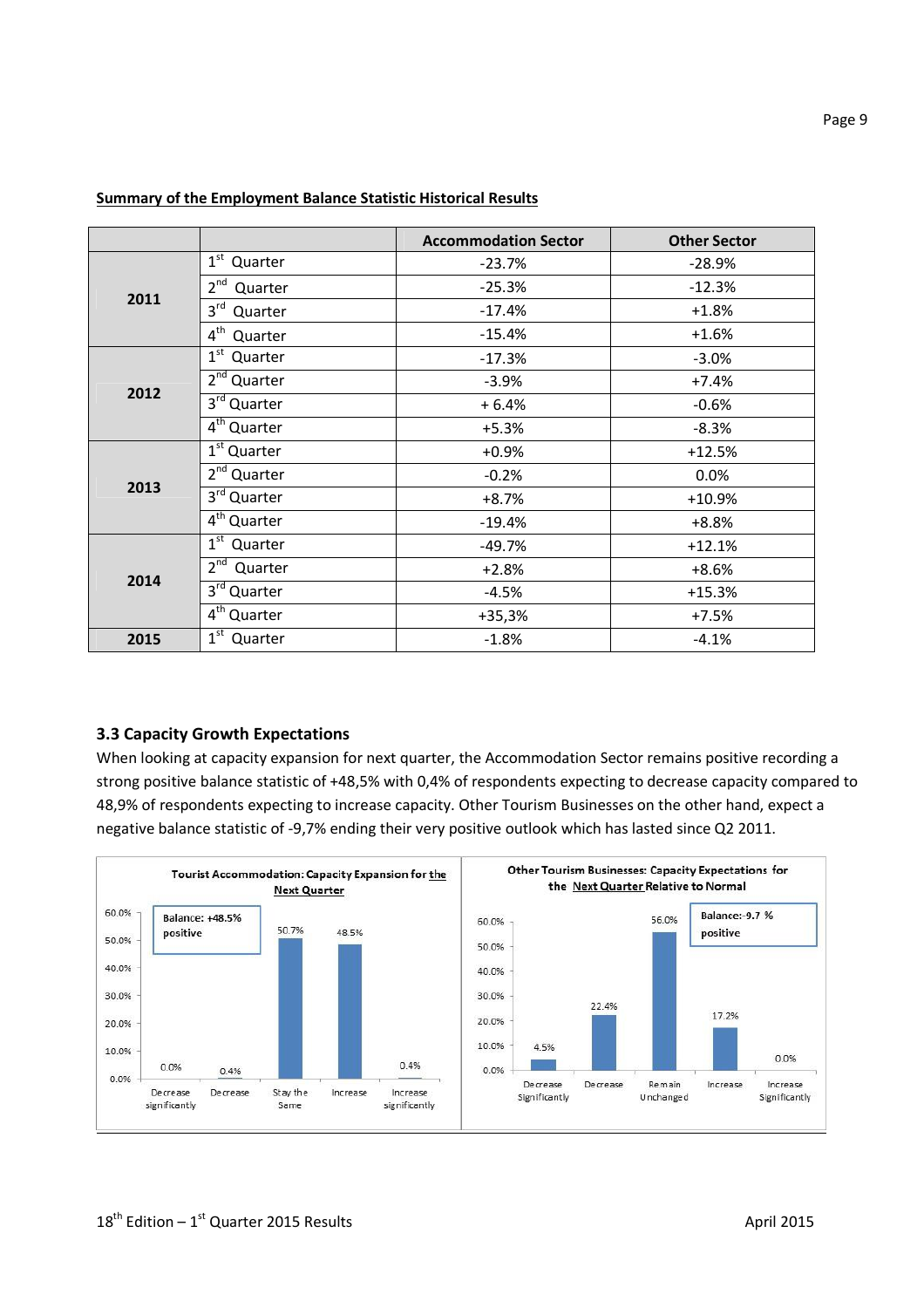**Summary of the Employment Balance Statistic Historical Results**

| | | Accommodation Sector | Other Sector |
|---|---|---|---|
| 2011 | 1st Quarter | -23.7% | -28.9% |
| | 2nd Quarter | -25.3% | -12.3% |
| | 3rd Quarter | -17.4% | +1.8% |
| | 4th Quarter | -15.4% | +1.6% |
| 2012 | 1st Quarter | -17.3% | -3.0% |
| | 2nd Quarter | -3.9% | +7.4% |
| | 3rd Quarter | + 6.4% | -0.6% |
| | 4th Quarter | +5.3% | -8.3% |
| 2013 | 1st Quarter | +0.9% | +12.5% |
| | 2nd Quarter | -0.2% | 0.0% |
| | 3rd Quarter | +8.7% | +10.9% |
| | 4th Quarter | -19.4% | +8.8% |
| 2014 | 1st Quarter | -49.7% | +12.1% |
| | 2nd Quarter | +2.8% | +8.6% |
| | 3rd Quarter | -4.5% | +15.3% |
| | 4th Quarter | +35,3% | +7.5% |
| 2015 | 1st Quarter | -1.8% | -4.1% |

### 3.3 Capacity Growth Expectations

When looking at capacity expansion for next quarter, the Accommodation Sector remains positive recording a strong positive balance statistic of +48,5% with 0,4% of respondents expecting to decrease capacity compared to 48,9% of respondents expecting to increase capacity. Other Tourism Businesses on the other hand, expect a negative balance statistic of -9,7% ending their very positive outlook which has lasted since Q2 2011.

**Tourist Accommodation: Capacity Expansion for the Next Quarter**

Balance: +48.5% positive

| Decrease significantly | Decrease | Stay the Same | Increase | Increase significantly |
|---|---|---|---|---|
| 0.0% | 0.4% | 50.7% | 48.5% | 0.4% |

**Other Tourism Businesses: Capacity Expectations for the Next Quarter Relative to Normal**

Balance: -9.7 % positive

| Decrease Significantly | Decrease | Remain Unchanged | Increase | Increase Significantly |
|---|---|---|---|---|
| 4.5% | 22.4% | 56.0% | 17.2% | 0.0% |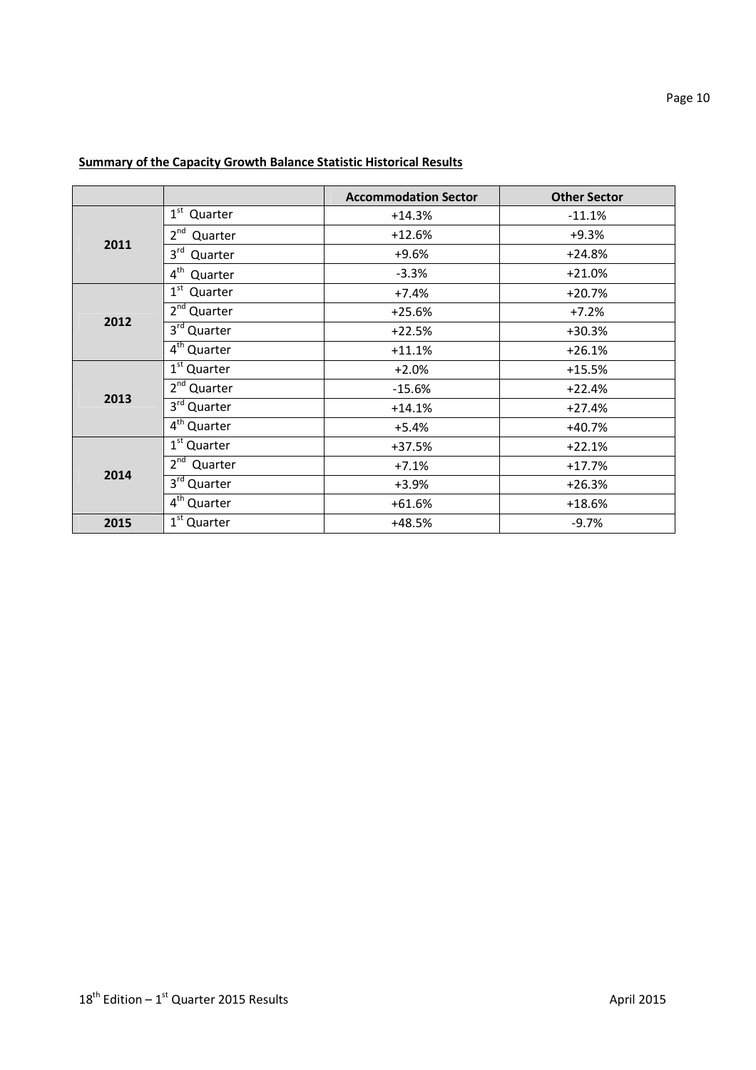**Summary of the Capacity Growth Balance Statistic Historical Results**

| | | Accommodation Sector | Other Sector |
|---|---|---|---|
| 2011 | 1st Quarter | +14.3% | -11.1% |
| | 2nd Quarter | +12.6% | +9.3% |
| | 3rd Quarter | +9.6% | +24.8% |
| | 4th Quarter | -3.3% | +21.0% |
| 2012 | 1st Quarter | +7.4% | +20.7% |
| | 2nd Quarter | +25.6% | +7.2% |
| | 3rd Quarter | +22.5% | +30.3% |
| | 4th Quarter | +11.1% | +26.1% |
| 2013 | 1st Quarter | +2.0% | +15.5% |
| | 2nd Quarter | -15.6% | +22.4% |
| | 3rd Quarter | +14.1% | +27.4% |
| | 4th Quarter | +5.4% | +40.7% |
| 2014 | 1st Quarter | +37.5% | +22.1% |
| | 2nd Quarter | +7.1% | +17.7% |
| | 3rd Quarter | +3.9% | +26.3% |
| | 4th Quarter | +61.6% | +18.6% |
| 2015 | 1st Quarter | +48.5% | -9.7% |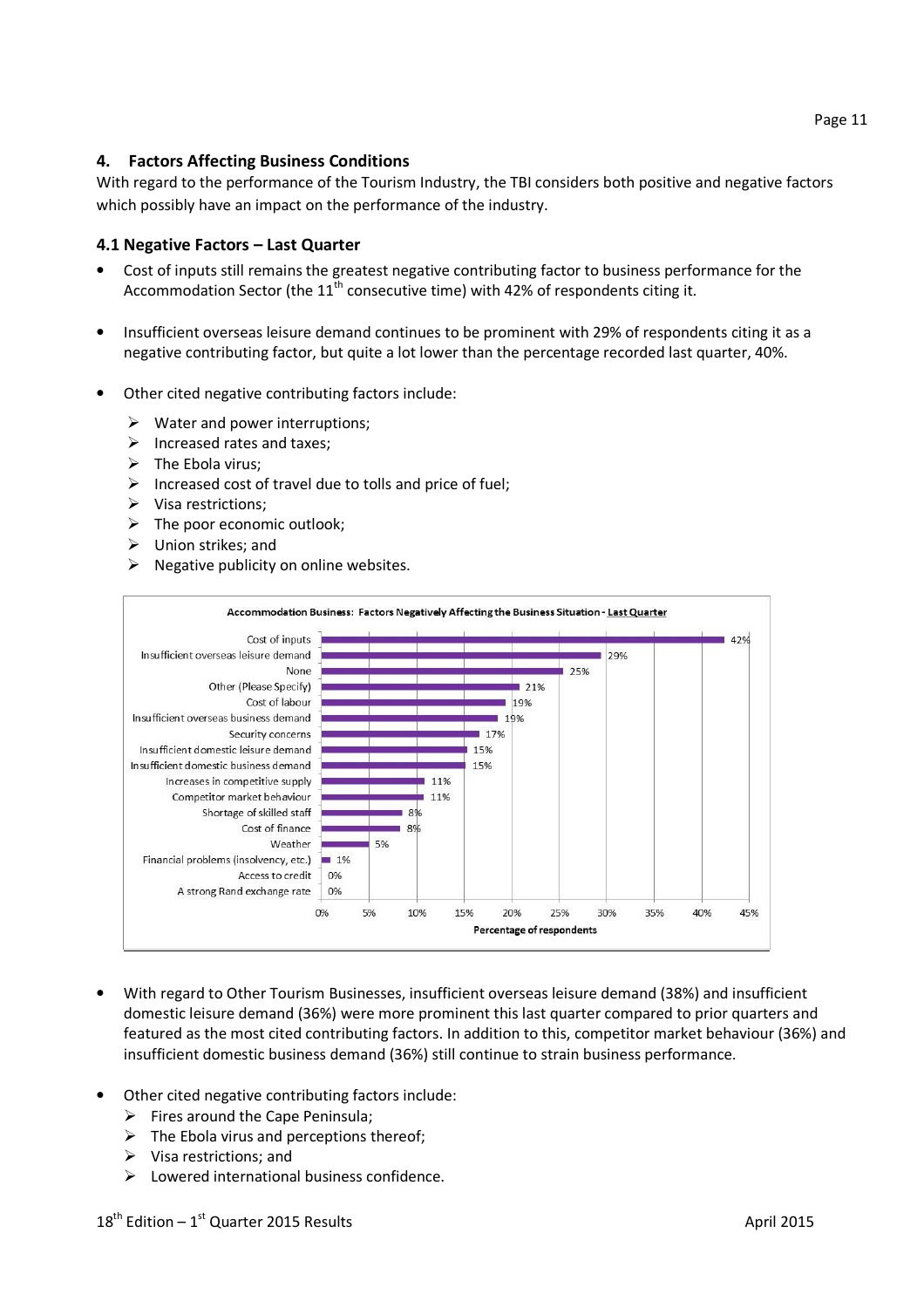## 4. Factors Affecting Business Conditions

With regard to the performance of the Tourism Industry, the TBI considers both positive and negative factors which possibly have an impact on the performance of the industry.

### 4.1 Negative Factors – Last Quarter

- Cost of inputs still remains the greatest negative contributing factor to business performance for the Accommodation Sector (the 11th consecutive time) with 42% of respondents citing it.
- Insufficient overseas leisure demand continues to be prominent with 29% of respondents citing it as a negative contributing factor, but quite a lot lower than the percentage recorded last quarter, 40%.
- Other cited negative contributing factors include:
  - Water and power interruptions;
  - Increased rates and taxes;
  - The Ebola virus;
  - Increased cost of travel due to tolls and price of fuel;
  - Visa restrictions;
  - The poor economic outlook;
  - Union strikes; and
  - Negative publicity on online websites.

**Accommodation Business: Factors Negatively Affecting the Business Situation - Last Quarter**

| Factor | Percentage of respondents |
|---|---|
| Cost of inputs | 42% |
| Insufficient overseas leisure demand | 29% |
| None | 25% |
| Other (Please Specify) | 21% |
| Cost of labour | 19% |
| Insufficient overseas business demand | 19% |
| Security concerns | 17% |
| Insufficient domestic leisure demand | 15% |
| Insufficient domestic business demand | 15% |
| Increases in competitive supply | 11% |
| Competitor market behaviour | 11% |
| Shortage of skilled staff | 8% |
| Cost of finance | 8% |
| Weather | 5% |
| Financial problems (insolvency, etc.) | 1% |
| Access to credit | 0% |
| A strong Rand exchange rate | 0% |

- With regard to Other Tourism Businesses, insufficient overseas leisure demand (38%) and insufficient domestic leisure demand (36%) were more prominent this last quarter compared to prior quarters and featured as the most cited contributing factors. In addition to this, competitor market behaviour (36%) and insufficient domestic business demand (36%) still continue to strain business performance.
- Other cited negative contributing factors include:
  - Fires around the Cape Peninsula;
  - The Ebola virus and perceptions thereof;
  - Visa restrictions; and
  - Lowered international business confidence.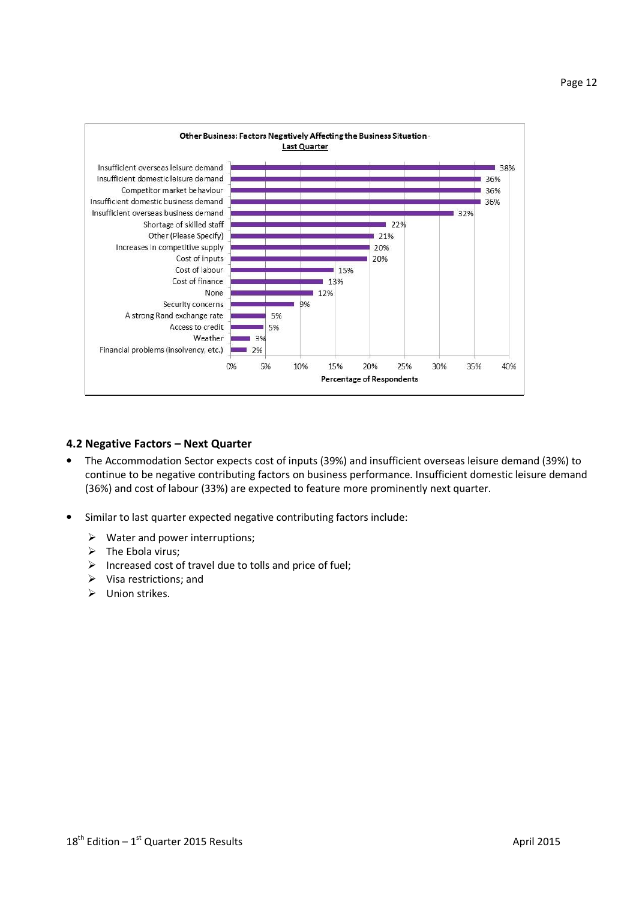**Other Business: Factors Negatively Affecting the Business Situation - Last Quarter**

| Factor | Percentage of Respondents |
| --- | --- |
| Insufficient overseas leisure demand | 38% |
| Insufficient domestic leisure demand | 36% |
| Competitor market behaviour | 36% |
| Insufficient domestic business demand | 36% |
| Insufficient overseas business demand | 32% |
| Shortage of skilled staff | 22% |
| Other (Please Specify) | 21% |
| Increases in competitive supply | 20% |
| Cost of inputs | 20% |
| Cost of labour | 15% |
| Cost of finance | 13% |
| None | 12% |
| Security concerns | 9% |
| A strong Rand exchange rate | 5% |
| Access to credit | 5% |
| Weather | 3% |
| Financial problems (insolvency, etc.) | 2% |

### 4.2 Negative Factors – Next Quarter

- The Accommodation Sector expects cost of inputs (39%) and insufficient overseas leisure demand (39%) to continue to be negative contributing factors on business performance. Insufficient domestic leisure demand (36%) and cost of labour (33%) are expected to feature more prominently next quarter.

- Similar to last quarter expected negative contributing factors include:
  - Water and power interruptions;
  - The Ebola virus;
  - Increased cost of travel due to tolls and price of fuel;
  - Visa restrictions; and
  - Union strikes.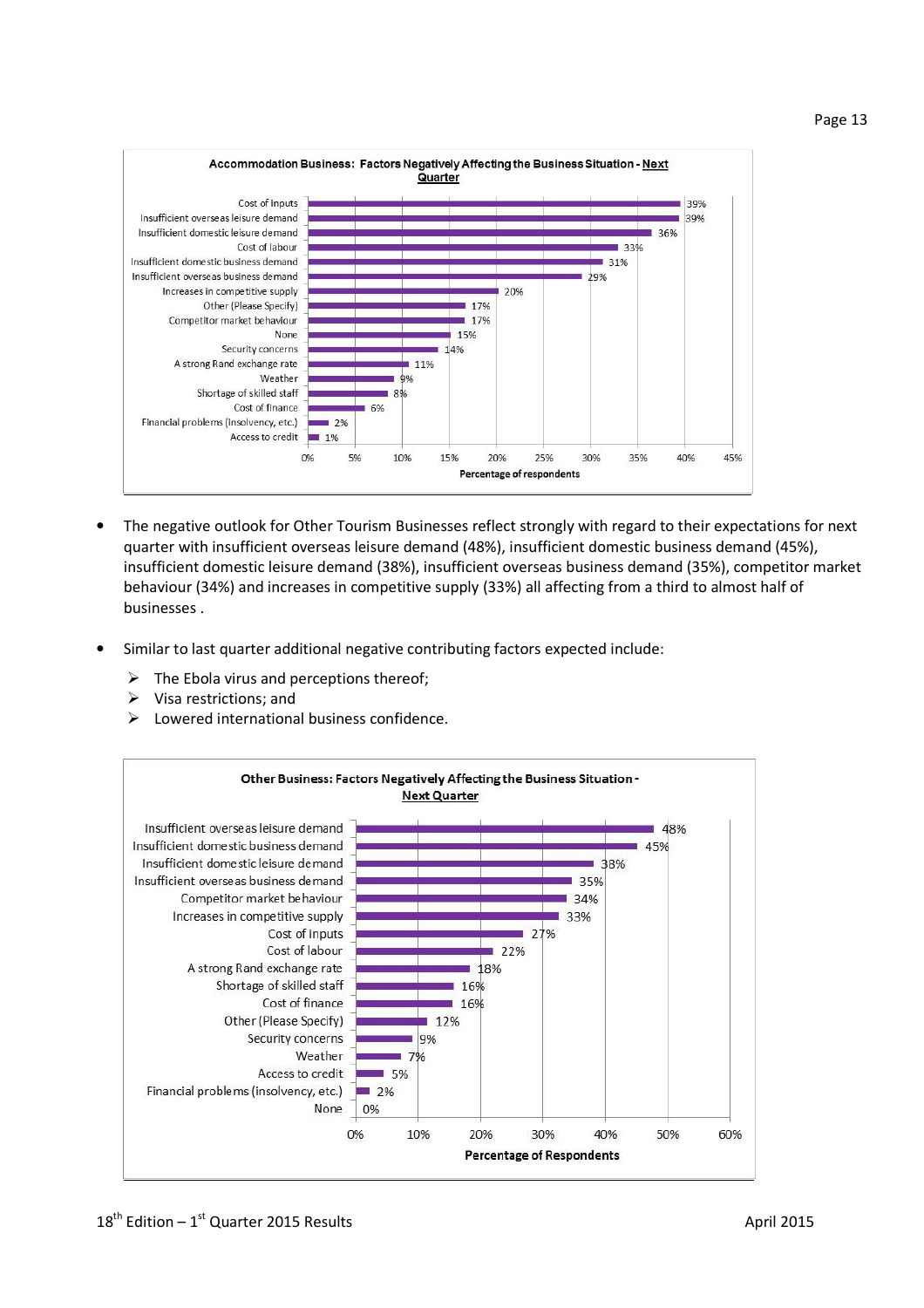**Accommodation Business: Factors Negatively Affecting the Business Situation - Next Quarter**

| Factor | Percentage of respondents |
|---|---|
| Cost of inputs | 39% |
| Insufficient overseas leisure demand | 39% |
| Insufficient domestic leisure demand | 36% |
| Cost of labour | 33% |
| Insufficient domestic business demand | 31% |
| Insufficient overseas business demand | 29% |
| Increases in competitive supply | 20% |
| Other (Please Specify) | 17% |
| Competitor market behaviour | 17% |
| None | 15% |
| Security concerns | 14% |
| A strong Rand exchange rate | 11% |
| Weather | 9% |
| Shortage of skilled staff | 8% |
| Cost of finance | 6% |
| Financial problems (insolvency, etc.) | 2% |
| Access to credit | 1% |

- The negative outlook for Other Tourism Businesses reflect strongly with regard to their expectations for next quarter with insufficient overseas leisure demand (48%), insufficient domestic business demand (45%), insufficient domestic leisure demand (38%), insufficient overseas business demand (35%), competitor market behaviour (34%) and increases in competitive supply (33%) all affecting from a third to almost half of businesses .

- Similar to last quarter additional negative contributing factors expected include:
  - The Ebola virus and perceptions thereof;
  - Visa restrictions; and
  - Lowered international business confidence.

**Other Business: Factors Negatively Affecting the Business Situation - Next Quarter**

| Factor | Percentage of Respondents |
|---|---|
| Insufficient overseas leisure demand | 48% |
| Insufficient domestic business demand | 45% |
| Insufficient domestic leisure demand | 38% |
| Insufficient overseas business demand | 35% |
| Competitor market behaviour | 34% |
| Increases in competitive supply | 33% |
| Cost of inputs | 27% |
| Cost of labour | 22% |
| A strong Rand exchange rate | 18% |
| Shortage of skilled staff | 16% |
| Cost of finance | 16% |
| Other (Please Specify) | 12% |
| Security concerns | 9% |
| Weather | 7% |
| Access to credit | 5% |
| Financial problems (insolvency, etc.) | 2% |
| None | 0% |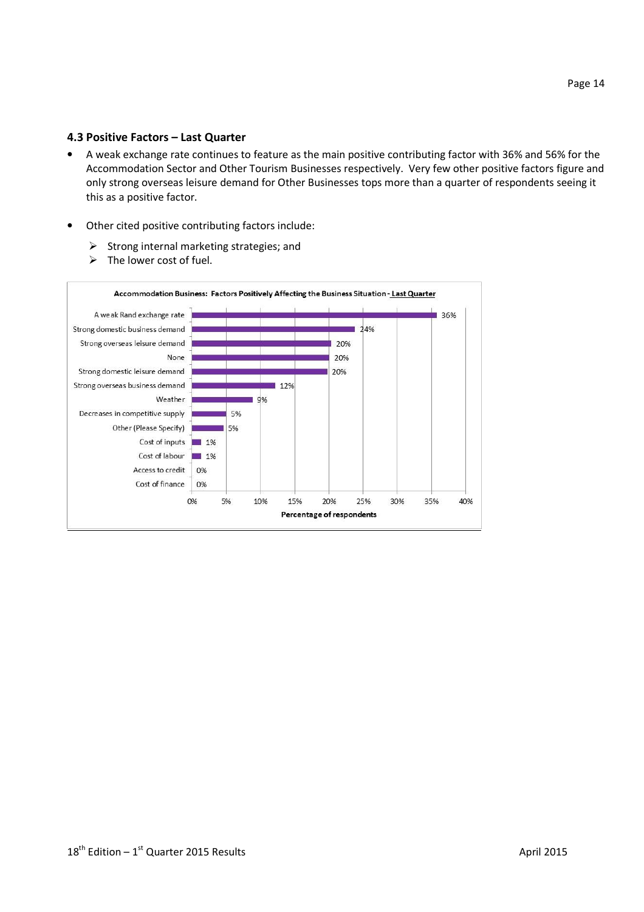### 4.3 Positive Factors – Last Quarter

- A weak exchange rate continues to feature as the main positive contributing factor with 36% and 56% for the Accommodation Sector and Other Tourism Businesses respectively. Very few other positive factors figure and only strong overseas leisure demand for Other Businesses tops more than a quarter of respondents seeing it this as a positive factor.

- Other cited positive contributing factors include:
  - Strong internal marketing strategies; and
  - The lower cost of fuel.

**Accommodation Business: Factors Positively Affecting the Business Situation - Last Quarter**

| Factor | Percentage of respondents |
|---|---|
| A weak Rand exchange rate | 36% |
| Strong domestic business demand | 24% |
| Strong overseas leisure demand | 20% |
| None | 20% |
| Strong domestic leisure demand | 20% |
| Strong overseas business demand | 12% |
| Weather | 9% |
| Decreases in competitive supply | 5% |
| Other (Please Specify) | 5% |
| Cost of inputs | 1% |
| Cost of labour | 1% |
| Access to credit | 0% |
| Cost of finance | 0% |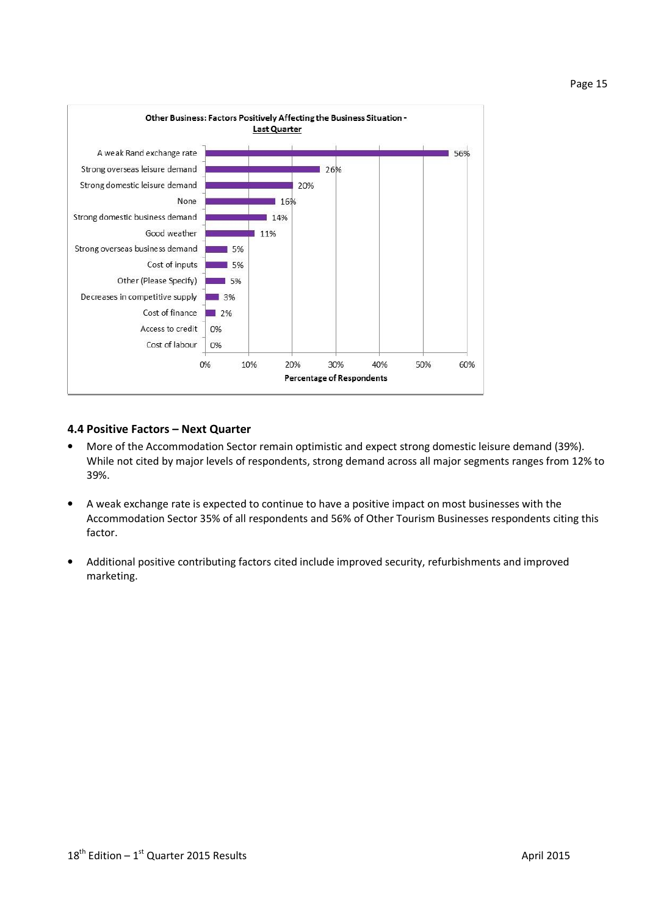**Other Business: Factors Positively Affecting the Business Situation - Last Quarter**

| Factor | Percentage of Respondents |
|---|---|
| A weak Rand exchange rate | 56% |
| Strong overseas leisure demand | 26% |
| Strong domestic leisure demand | 20% |
| None | 16% |
| Strong domestic business demand | 14% |
| Good weather | 11% |
| Strong overseas business demand | 5% |
| Cost of inputs | 5% |
| Other (Please Specify) | 5% |
| Decreases in competitive supply | 3% |
| Cost of finance | 2% |
| Access to credit | 0% |
| Cost of labour | 0% |

### 4.4 Positive Factors – Next Quarter

- More of the Accommodation Sector remain optimistic and expect strong domestic leisure demand (39%). While not cited by major levels of respondents, strong demand across all major segments ranges from 12% to 39%.

- A weak exchange rate is expected to continue to have a positive impact on most businesses with the Accommodation Sector 35% of all respondents and 56% of Other Tourism Businesses respondents citing this factor.

- Additional positive contributing factors cited include improved security, refurbishments and improved marketing.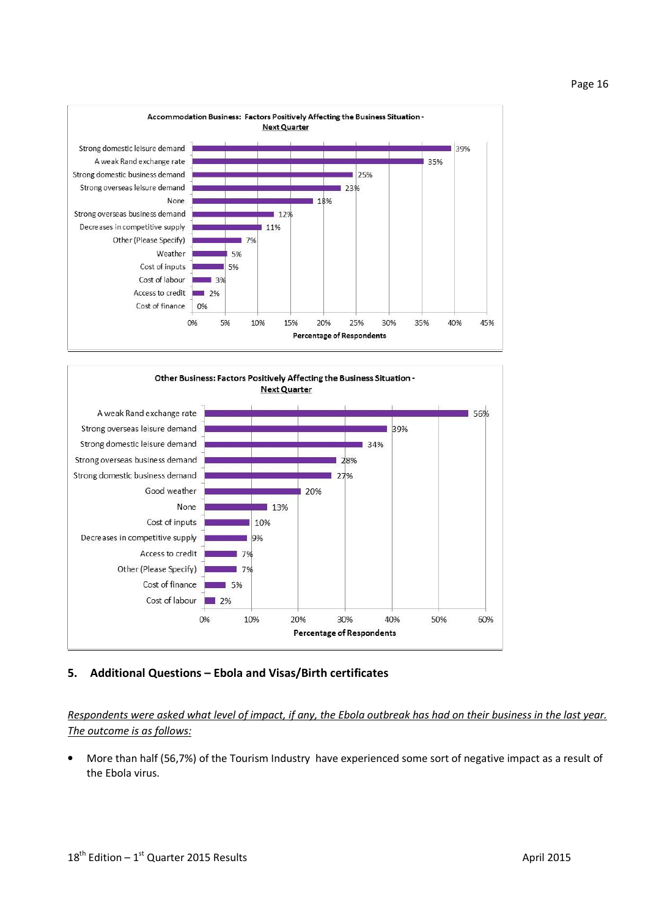**Accommodation Business: Factors Positively Affecting the Business Situation - Next Quarter**

| Factor | Percentage of Respondents |
|---|---|
| Strong domestic leisure demand | 39% |
| A weak Rand exchange rate | 35% |
| Strong domestic business demand | 25% |
| Strong overseas leisure demand | 23% |
| None | 18% |
| Strong overseas business demand | 12% |
| Decreases in competitive supply | 11% |
| Other (Please Specify) | 7% |
| Weather | 5% |
| Cost of inputs | 5% |
| Cost of labour | 3% |
| Access to credit | 2% |
| Cost of finance | 0% |

**Other Business: Factors Positively Affecting the Business Situation - Next Quarter**

| Factor | Percentage of Respondents |
|---|---|
| A weak Rand exchange rate | 56% |
| Strong overseas leisure demand | 39% |
| Strong domestic leisure demand | 34% |
| Strong overseas business demand | 28% |
| Strong domestic business demand | 27% |
| Good weather | 20% |
| None | 13% |
| Cost of inputs | 10% |
| Decreases in competitive supply | 9% |
| Access to credit | 7% |
| Other (Please Specify) | 7% |
| Cost of finance | 5% |
| Cost of labour | 2% |

## 5. Additional Questions – Ebola and Visas/Birth certificates

*Respondents were asked what level of impact, if any, the Ebola outbreak has had on their business in the last year. The outcome is as follows:*

- More than half (56,7%) of the Tourism Industry have experienced some sort of negative impact as a result of the Ebola virus.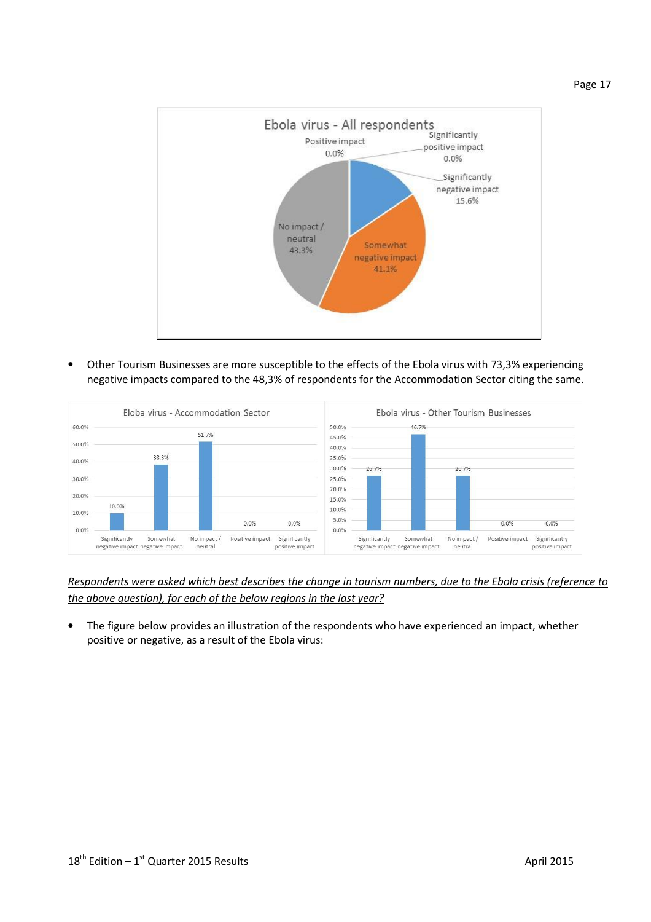**Ebola virus - All respondents**

| Response | Percentage |
|---|---|
| Significantly negative impact | 15.6% |
| Somewhat negative impact | 41.1% |
| No impact / neutral | 43.3% |
| Positive impact | 0.0% |
| Significantly positive impact | 0.0% |

- Other Tourism Businesses are more susceptible to the effects of the Ebola virus with 73,3% experiencing negative impacts compared to the 48,3% of respondents for the Accommodation Sector citing the same.

**Eloba virus - Accommodation Sector**

| Significantly negative impact | Somewhat negative impact | No impact / neutral | Positive impact | Significantly positive impact |
|---|---|---|---|---|
| 10.0% | 38.3% | 51.7% | 0.0% | 0.0% |

**Ebola virus - Other Tourism Businesses**

| Significantly negative impact | Somewhat negative impact | No impact / neutral | Positive impact | Significantly positive impact |
|---|---|---|---|---|
| 26.7% | 46.7% | 26.7% | 0.0% | 0.0% |

*Respondents were asked which best describes the change in tourism numbers, due to the Ebola crisis (reference to the above question), for each of the below regions in the last year?*

- The figure below provides an illustration of the respondents who have experienced an impact, whether positive or negative, as a result of the Ebola virus: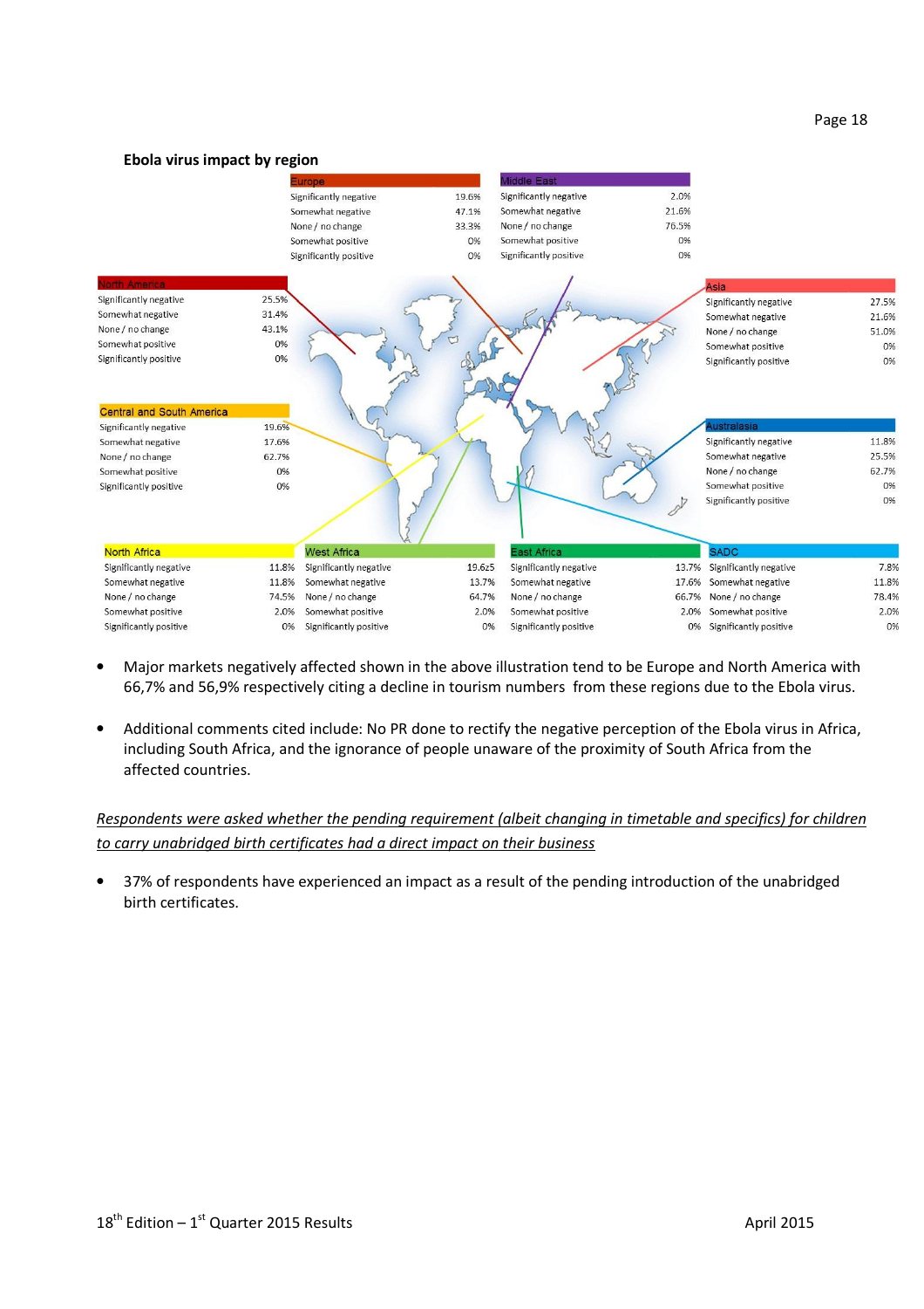### Ebola virus impact by region

**Europe**

| | |
|---|---|
| Significantly negative | 19.6% |
| Somewhat negative | 47.1% |
| None / no change | 33.3% |
| Somewhat positive | 0% |
| Significantly positive | 0% |

**Middle East**

| | |
|---|---|
| Significantly negative | 2.0% |
| Somewhat negative | 21.6% |
| None / no change | 76.5% |
| Somewhat positive | 0% |
| Significantly positive | 0% |

**North America**

| | |
|---|---|
| Significantly negative | 25.5% |
| Somewhat negative | 31.4% |
| None / no change | 43.1% |
| Somewhat positive | 0% |
| Significantly positive | 0% |

**Asia**

| | |
|---|---|
| Significantly negative | 27.5% |
| Somewhat negative | 21.6% |
| None / no change | 51.0% |
| Somewhat positive | 0% |
| Significantly positive | 0% |

**Central and South America**

| | |
|---|---|
| Significantly negative | 19.6% |
| Somewhat negative | 17.6% |
| None / no change | 62.7% |
| Somewhat positive | 0% |
| Significantly positive | 0% |

**Australasia**

| | |
|---|---|
| Significantly negative | 11.8% |
| Somewhat negative | 25.5% |
| None / no change | 62.7% |
| Somewhat positive | 0% |
| Significantly positive | 0% |

**North Africa**

| | |
|---|---|
| Significantly negative | 11.8% |
| Somewhat negative | 11.8% |
| None / no change | 74.5% |
| Somewhat positive | 2.0% |
| Significantly positive | 0% |

**West Africa**

| | |
|---|---|
| Significantly negative | 19.6z5 |
| Somewhat negative | 13.7% |
| None / no change | 64.7% |
| Somewhat positive | 2.0% |
| Significantly positive | 0% |

**East Africa**

| | |
|---|---|
| Significantly negative | 13.7% |
| Somewhat negative | 17.6% |
| None / no change | 66.7% |
| Somewhat positive | 2.0% |
| Significantly positive | 0% |

**SADC**

| | |
|---|---|
| Significantly negative | 7.8% |
| Somewhat negative | 11.8% |
| None / no change | 78.4% |
| Somewhat positive | 2.0% |
| Significantly positive | 0% |

- Major markets negatively affected shown in the above illustration tend to be Europe and North America with 66,7% and 56,9% respectively citing a decline in tourism numbers from these regions due to the Ebola virus.

- Additional comments cited include: No PR done to rectify the negative perception of the Ebola virus in Africa, including South Africa, and the ignorance of people unaware of the proximity of South Africa from the affected countries.

*Respondents were asked whether the pending requirement (albeit changing in timetable and specifics) for children to carry unabridged birth certificates had a direct impact on their business*

- 37% of respondents have experienced an impact as a result of the pending introduction of the unabridged birth certificates.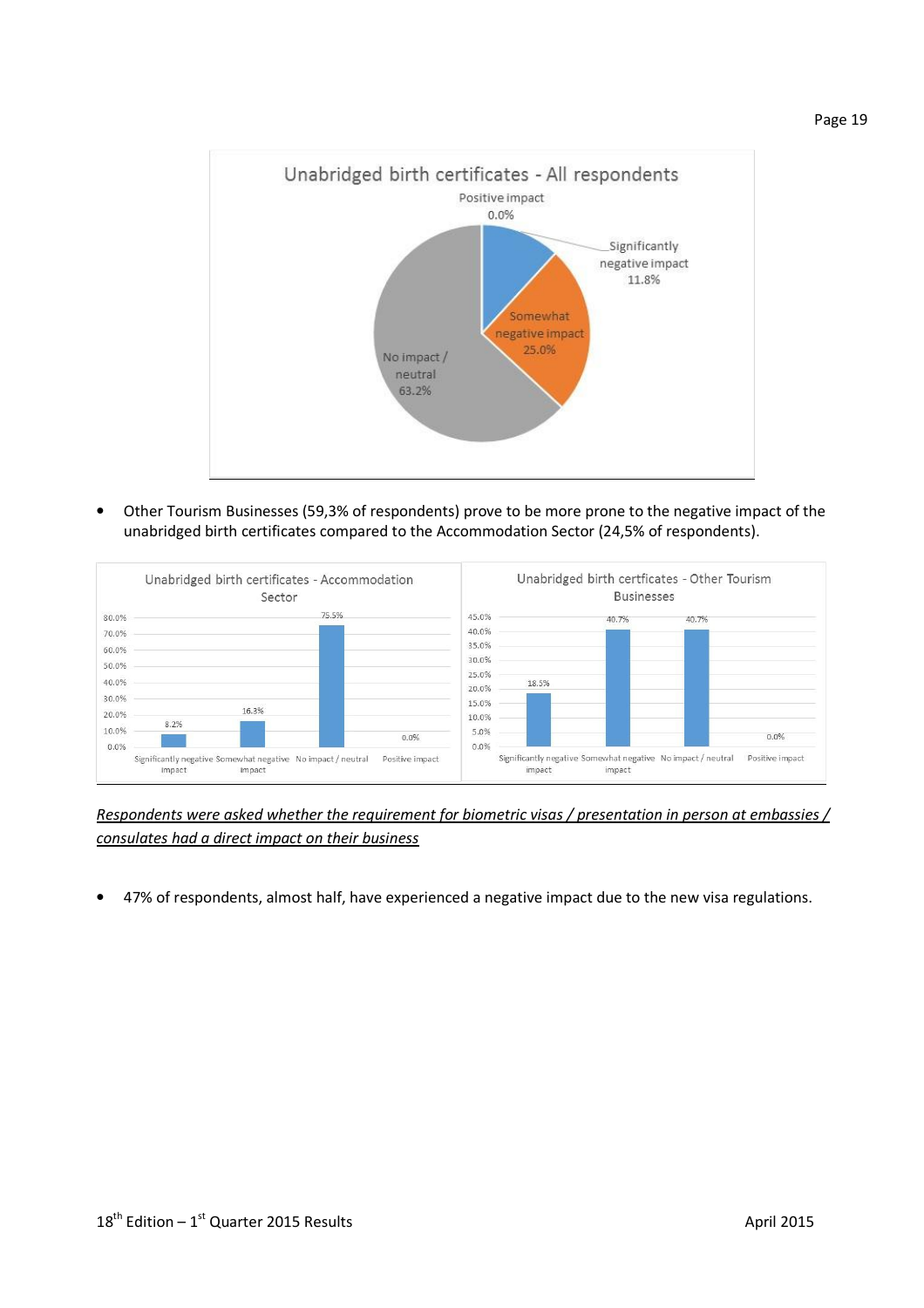**Unabridged birth certificates - All respondents**

| Response | Percentage |
| --- | --- |
| Positive impact | 0.0% |
| Significantly negative impact | 11.8% |
| Somewhat negative impact | 25.0% |
| No impact / neutral | 63.2% |

- Other Tourism Businesses (59,3% of respondents) prove to be more prone to the negative impact of the unabridged birth certificates compared to the Accommodation Sector (24,5% of respondents).

**Unabridged birth certificates - Accommodation Sector**

| Significantly negative impact | Somewhat negative impact | No impact / neutral | Positive impact |
| --- | --- | --- | --- |
| 8.2% | 16.3% | 75.5% | 0.0% |

**Unabridged birth certficates - Other Tourism Businesses**

| Significantly negative impact | Somewhat negative impact | No impact / neutral | Positive impact |
| --- | --- | --- | --- |
| 18.5% | 40.7% | 40.7% | 0.0% |

*Respondents were asked whether the requirement for biometric visas / presentation in person at embassies / consulates had a direct impact on their business*

- 47% of respondents, almost half, have experienced a negative impact due to the new visa regulations.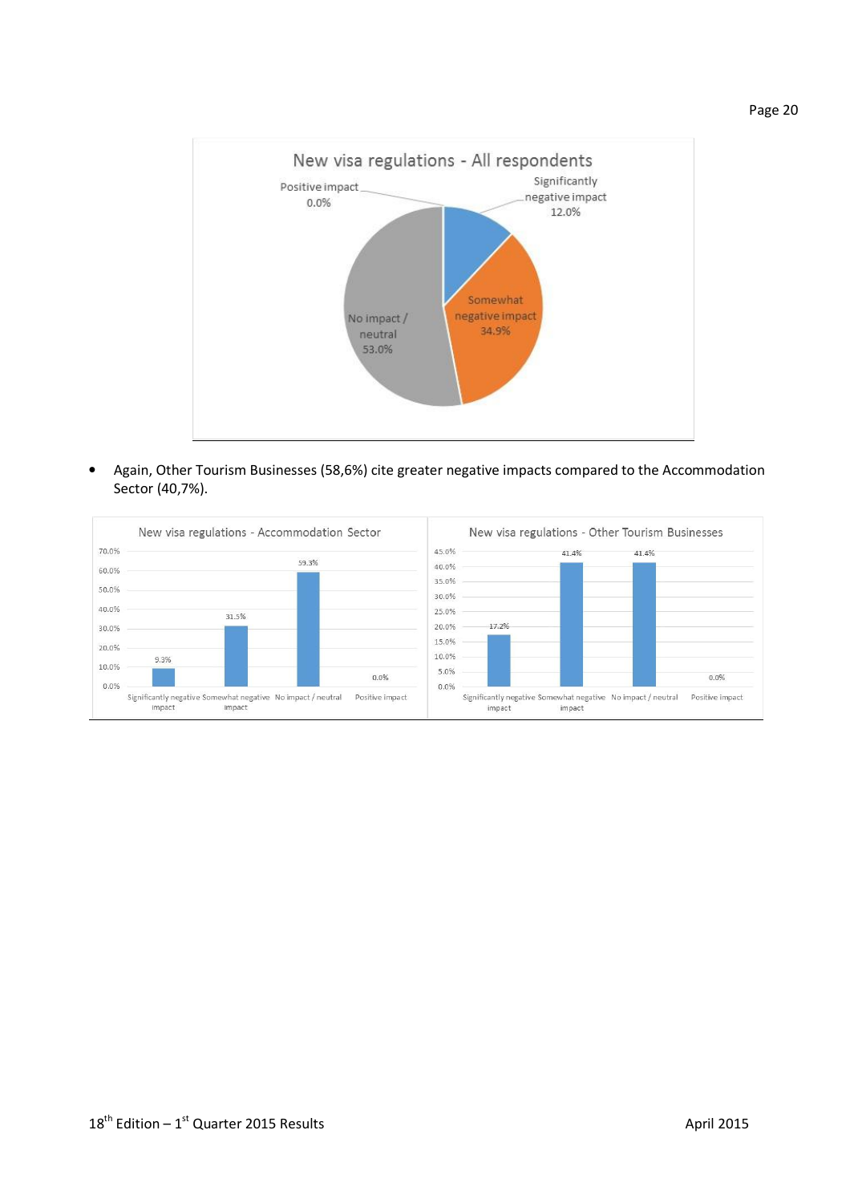**New visa regulations - All respondents**

| Response | % |
|---|---|
| Significantly negative impact | 12.0% |
| Somewhat negative impact | 34.9% |
| No impact / neutral | 53.0% |
| Positive impact | 0.0% |

- Again, Other Tourism Businesses (58,6%) cite greater negative impacts compared to the Accommodation Sector (40,7%).

**New visa regulations - Accommodation Sector**

| Response | % |
|---|---|
| Significantly negative impact | 9.3% |
| Somewhat negative impact | 31.5% |
| No impact / neutral | 59.3% |
| Positive impact | 0.0% |

**New visa regulations - Other Tourism Businesses**

| Response | % |
|---|---|
| Significantly negative impact | 17.2% |
| Somewhat negative impact | 41.4% |
| No impact / neutral | 41.4% |
| Positive impact | 0.0% |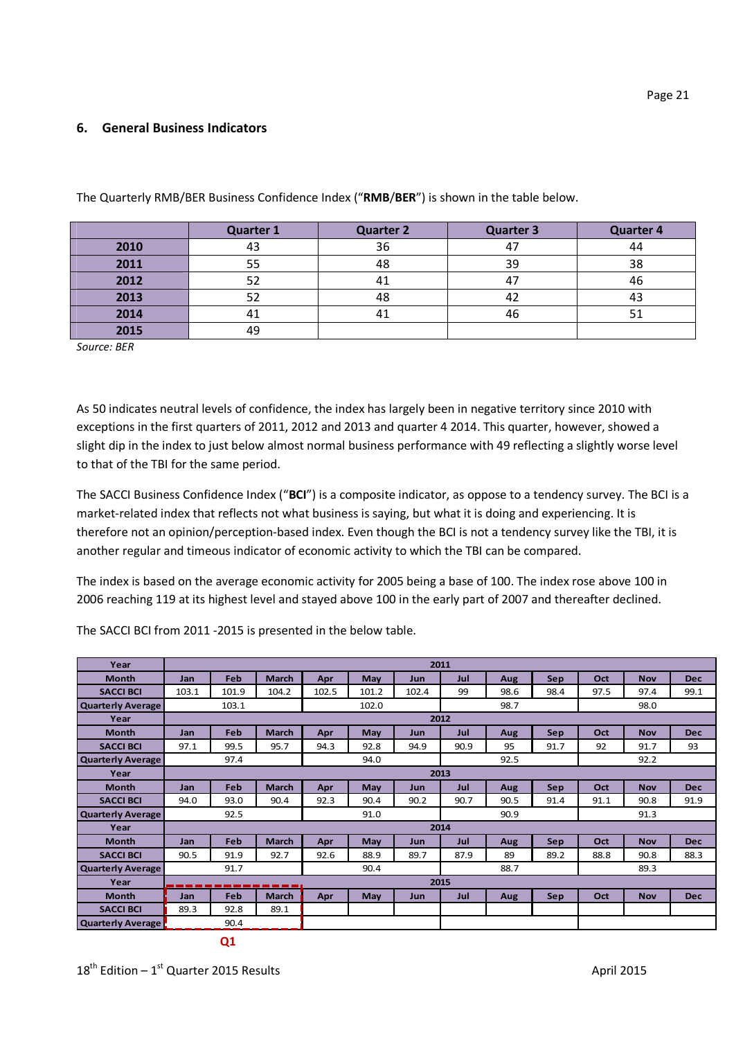## 6. General Business Indicators

The Quarterly RMB/BER Business Confidence Index (“**RMB**/**BER**”) is shown in the table below.

| | Quarter 1 | Quarter 2 | Quarter 3 | Quarter 4 |
|---|---|---|---|---|
| **2010** | 43 | 36 | 47 | 44 |
| **2011** | 55 | 48 | 39 | 38 |
| **2012** | 52 | 41 | 47 | 46 |
| **2013** | 52 | 48 | 42 | 43 |
| **2014** | 41 | 41 | 46 | 51 |
| **2015** | 49 | | | |

*Source: BER*

As 50 indicates neutral levels of confidence, the index has largely been in negative territory since 2010 with exceptions in the first quarters of 2011, 2012 and 2013 and quarter 4 2014. This quarter, however, showed a slight dip in the index to just below almost normal business performance with 49 reflecting a slightly worse level to that of the TBI for the same period.

The SACCI Business Confidence Index (“**BCI**”) is a composite indicator, as oppose to a tendency survey. The BCI is a market-related index that reflects not what business is saying, but what it is doing and experiencing. It is therefore not an opinion/perception-based index. Even though the BCI is not a tendency survey like the TBI, it is another regular and timeous indicator of economic activity to which the TBI can be compared.

The index is based on the average economic activity for 2005 being a base of 100. The index rose above 100 in 2006 reaching 119 at its highest level and stayed above 100 in the early part of 2007 and thereafter declined.

The SACCI BCI from 2011 -2015 is presented in the below table.

| Year | 2011 | | | | | | | | | | | |
|---|---|---|---|---|---|---|---|---|---|---|---|---|
| Month | Jan | Feb | March | Apr | May | Jun | Jul | Aug | Sep | Oct | Nov | Dec |
| SACCI BCI | 103.1 | 101.9 | 104.2 | 102.5 | 101.2 | 102.4 | 99 | 98.6 | 98.4 | 97.5 | 97.4 | 99.1 |
| Quarterly Average | 103.1 | | | 102.0 | | | 98.7 | | | 98.0 | | |
| Year | 2012 | | | | | | | | | | | |
| Month | Jan | Feb | March | Apr | May | Jun | Jul | Aug | Sep | Oct | Nov | Dec |
| SACCI BCI | 97.1 | 99.5 | 95.7 | 94.3 | 92.8 | 94.9 | 90.9 | 95 | 91.7 | 92 | 91.7 | 93 |
| Quarterly Average | 97.4 | | | 94.0 | | | 92.5 | | | 92.2 | | |
| Year | 2013 | | | | | | | | | | | |
| Month | Jan | Feb | March | Apr | May | Jun | Jul | Aug | Sep | Oct | Nov | Dec |
| SACCI BCI | 94.0 | 93.0 | 90.4 | 92.3 | 90.4 | 90.2 | 90.7 | 90.5 | 91.4 | 91.1 | 90.8 | 91.9 |
| Quarterly Average | 92.5 | | | 91.0 | | | 90.9 | | | 91.3 | | |
| Year | 2014 | | | | | | | | | | | |
| Month | Jan | Feb | March | Apr | May | Jun | Jul | Aug | Sep | Oct | Nov | Dec |
| SACCI BCI | 90.5 | 91.9 | 92.7 | 92.6 | 88.9 | 89.7 | 87.9 | 89 | 89.2 | 88.8 | 90.8 | 88.3 |
| Quarterly Average | 91.7 | | | 90.4 | | | 88.7 | | | 89.3 | | |
| Year | 2015 | | | | | | | | | | | |
| Month | Jan | Feb | March | Apr | May | Jun | Jul | Aug | Sep | Oct | Nov | Dec |
| SACCI BCI | 89.3 | 92.8 | 89.1 | | | | | | | | | |
| Quarterly Average | 90.4 | | | | | | | | | | | |

Q1

18th Edition – 1st Quarter 2015 Results April 2015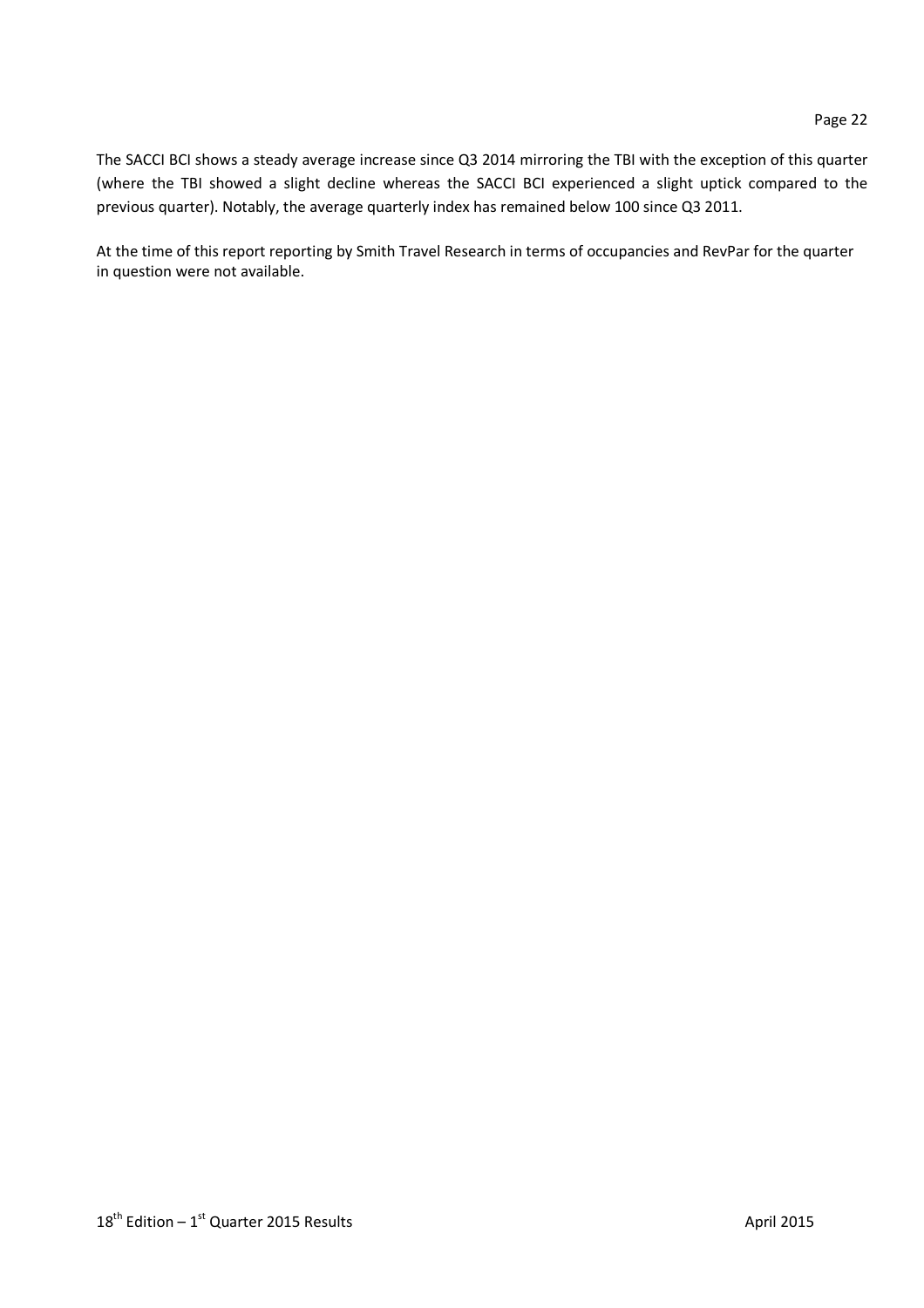The SACCI BCI shows a steady average increase since Q3 2014 mirroring the TBI with the exception of this quarter (where the TBI showed a slight decline whereas the SACCI BCI experienced a slight uptick compared to the previous quarter). Notably, the average quarterly index has remained below 100 since Q3 2011.

At the time of this report reporting by Smith Travel Research in terms of occupancies and RevPar for the quarter in question were not available.